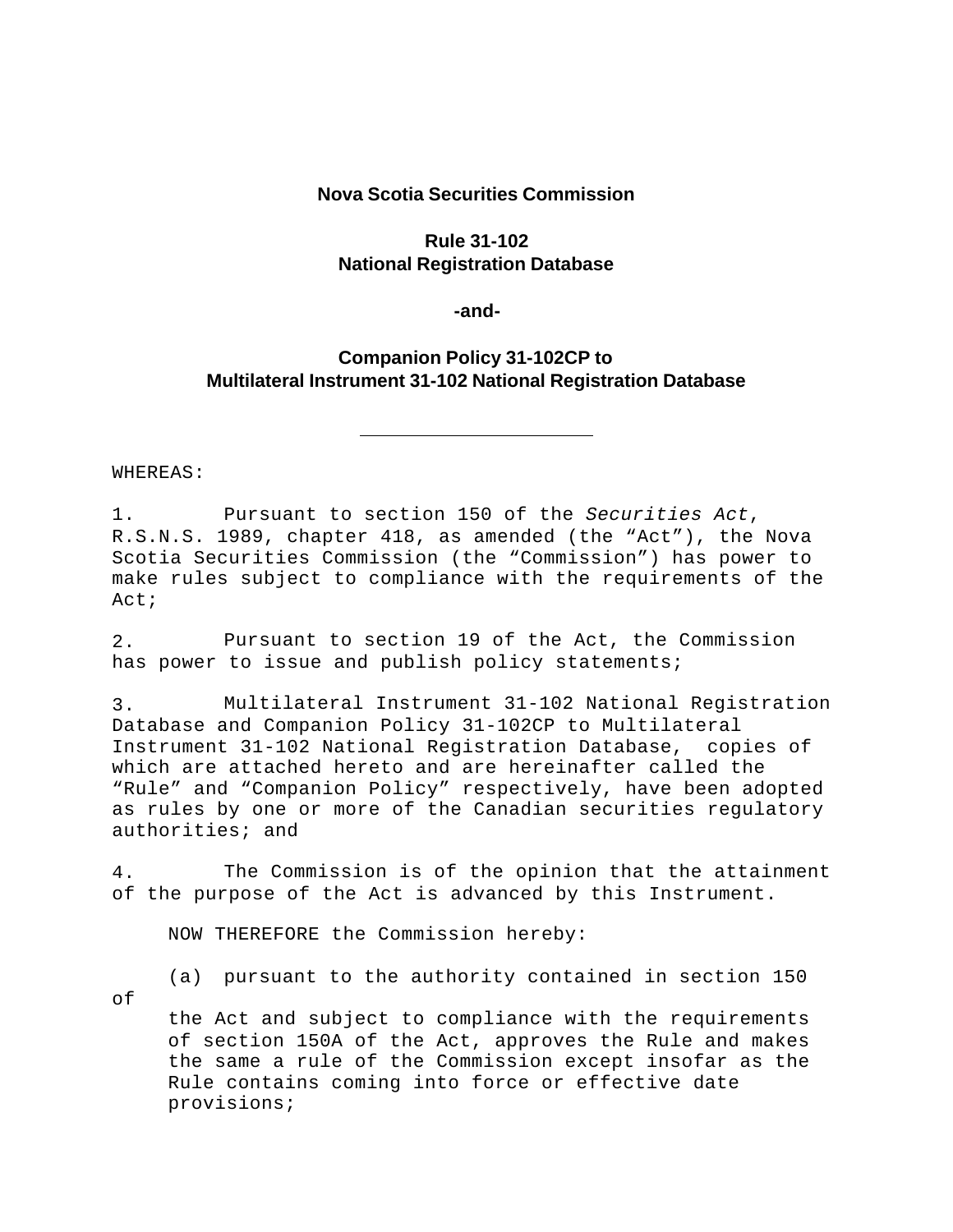**Nova Scotia Securities Commission**

**Rule 31-102**
**National Registration Database**

**-and-**

**Companion Policy 31-102CP to**
**Multilateral Instrument 31-102 National Registration Database**

---

WHEREAS:

1. Pursuant to section 150 of the *Securities Act*, R.S.N.S. 1989, chapter 418, as amended (the "Act"), the Nova Scotia Securities Commission (the "Commission") has power to make rules subject to compliance with the requirements of the Act;

2. Pursuant to section 19 of the Act, the Commission has power to issue and publish policy statements;

3. Multilateral Instrument 31-102 National Registration Database and Companion Policy 31-102CP to Multilateral Instrument 31-102 National Registration Database, copies of which are attached hereto and are hereinafter called the "Rule" and "Companion Policy" respectively, have been adopted as rules by one or more of the Canadian securities regulatory authorities; and

4. The Commission is of the opinion that the attainment of the purpose of the Act is advanced by this Instrument.

NOW THEREFORE the Commission hereby:

(a) pursuant to the authority contained in section 150 of the Act and subject to compliance with the requirements of section 150A of the Act, approves the Rule and makes the same a rule of the Commission except insofar as the Rule contains coming into force or effective date provisions;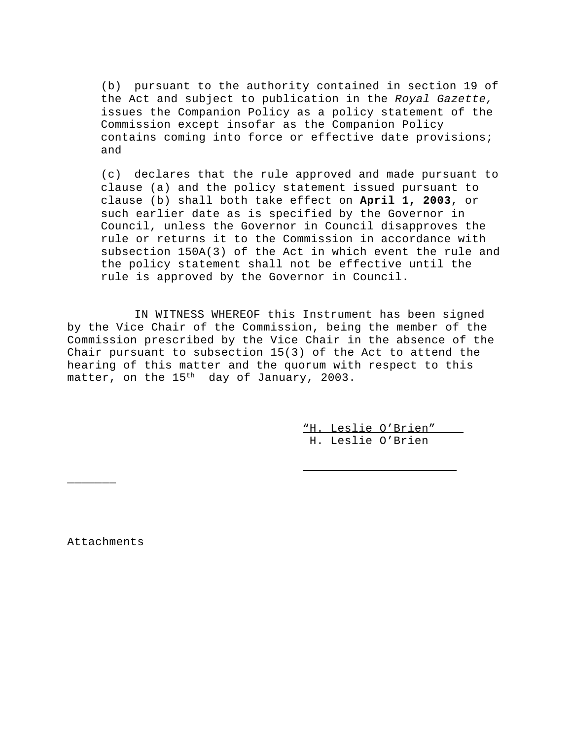(b) pursuant to the authority contained in section 19 of the Act and subject to publication in the *Royal Gazette,* issues the Companion Policy as a policy statement of the Commission except insofar as the Companion Policy contains coming into force or effective date provisions; and

(c) declares that the rule approved and made pursuant to clause (a) and the policy statement issued pursuant to clause (b) shall both take effect on **April 1, 2003**, or such earlier date as is specified by the Governor in Council, unless the Governor in Council disapproves the rule or returns it to the Commission in accordance with subsection 150A(3) of the Act in which event the rule and the policy statement shall not be effective until the rule is approved by the Governor in Council.

IN WITNESS WHEREOF this Instrument has been signed by the Vice Chair of the Commission, being the member of the Commission prescribed by the Vice Chair in the absence of the Chair pursuant to subsection 15(3) of the Act to attend the hearing of this matter and the quorum with respect to this matter, on the 15th day of January, 2003.

"H. Leslie O'Brien"
H. Leslie O'Brien

Attachments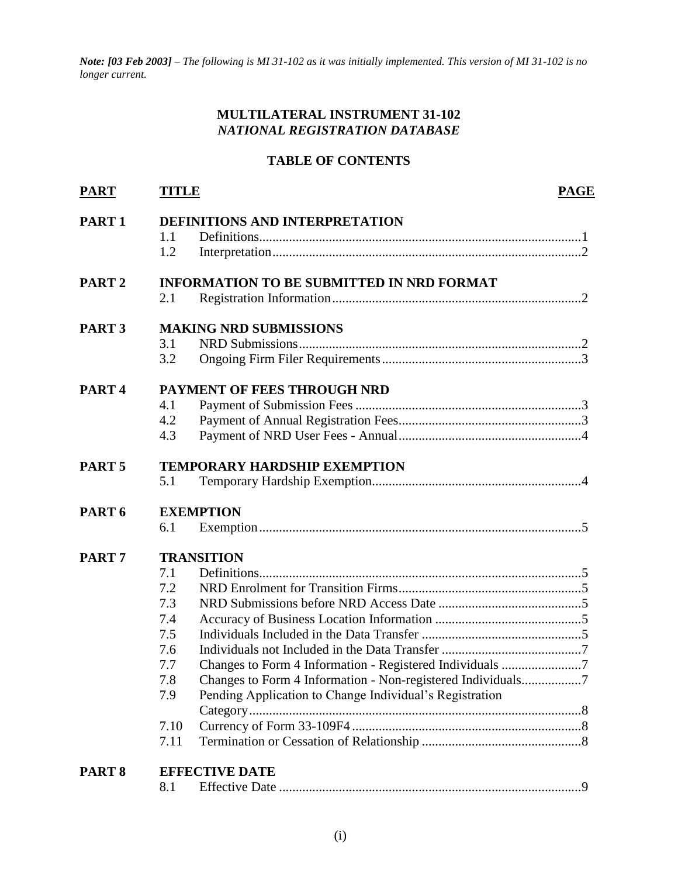***Note: [03 Feb 2003]*** *– The following is MI 31-102 as it was initially implemented. This version of MI 31-102 is no longer current.*

**MULTILATERAL INSTRUMENT 31-102**
***NATIONAL REGISTRATION DATABASE***

**TABLE OF CONTENTS**

| PART | TITLE | | PAGE |
|---|---|---|---|
| **PART 1** | **DEFINITIONS AND INTERPRETATION** | | |
| | 1.1 | Definitions | 1 |
| | 1.2 | Interpretation | 2 |
| **PART 2** | **INFORMATION TO BE SUBMITTED IN NRD FORMAT** | | |
| | 2.1 | Registration Information | 2 |
| **PART 3** | **MAKING NRD SUBMISSIONS** | | |
| | 3.1 | NRD Submissions | 2 |
| | 3.2 | Ongoing Firm Filer Requirements | 3 |
| **PART 4** | **PAYMENT OF FEES THROUGH NRD** | | |
| | 4.1 | Payment of Submission Fees | 3 |
| | 4.2 | Payment of Annual Registration Fees | 3 |
| | 4.3 | Payment of NRD User Fees - Annual | 4 |
| **PART 5** | **TEMPORARY HARDSHIP EXEMPTION** | | |
| | 5.1 | Temporary Hardship Exemption | 4 |
| **PART 6** | **EXEMPTION** | | |
| | 6.1 | Exemption | 5 |
| **PART 7** | **TRANSITION** | | |
| | 7.1 | Definitions | 5 |
| | 7.2 | NRD Enrolment for Transition Firms | 5 |
| | 7.3 | NRD Submissions before NRD Access Date | 5 |
| | 7.4 | Accuracy of Business Location Information | 5 |
| | 7.5 | Individuals Included in the Data Transfer | 5 |
| | 7.6 | Individuals not Included in the Data Transfer | 7 |
| | 7.7 | Changes to Form 4 Information - Registered Individuals | 7 |
| | 7.8 | Changes to Form 4 Information - Non-registered Individuals | 7 |
| | 7.9 | Pending Application to Change Individual's Registration Category | 8 |
| | 7.10 | Currency of Form 33-109F4 | 8 |
| | 7.11 | Termination or Cessation of Relationship | 8 |
| **PART 8** | **EFFECTIVE DATE** | | |
| | 8.1 | Effective Date | 9 |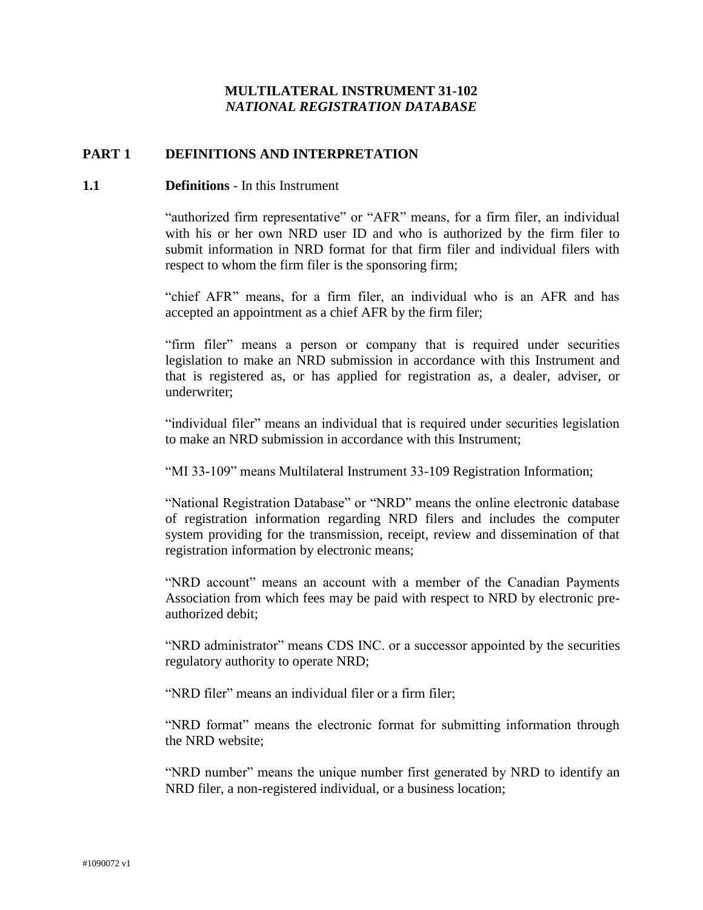# MULTILATERAL INSTRUMENT 31-102
## *NATIONAL REGISTRATION DATABASE*

## PART 1 DEFINITIONS AND INTERPRETATION

**1.1 Definitions** - In this Instrument

“authorized firm representative” or “AFR” means, for a firm filer, an individual with his or her own NRD user ID and who is authorized by the firm filer to submit information in NRD format for that firm filer and individual filers with respect to whom the firm filer is the sponsoring firm;

“chief AFR” means, for a firm filer, an individual who is an AFR and has accepted an appointment as a chief AFR by the firm filer;

“firm filer” means a person or company that is required under securities legislation to make an NRD submission in accordance with this Instrument and that is registered as, or has applied for registration as, a dealer, adviser, or underwriter;

“individual filer” means an individual that is required under securities legislation to make an NRD submission in accordance with this Instrument;

“MI 33-109” means Multilateral Instrument 33-109 Registration Information;

“National Registration Database” or “NRD” means the online electronic database of registration information regarding NRD filers and includes the computer system providing for the transmission, receipt, review and dissemination of that registration information by electronic means;

“NRD account” means an account with a member of the Canadian Payments Association from which fees may be paid with respect to NRD by electronic pre-authorized debit;

“NRD administrator” means CDS INC. or a successor appointed by the securities regulatory authority to operate NRD;

“NRD filer” means an individual filer or a firm filer;

“NRD format” means the electronic format for submitting information through the NRD website;

“NRD number” means the unique number first generated by NRD to identify an NRD filer, a non-registered individual, or a business location;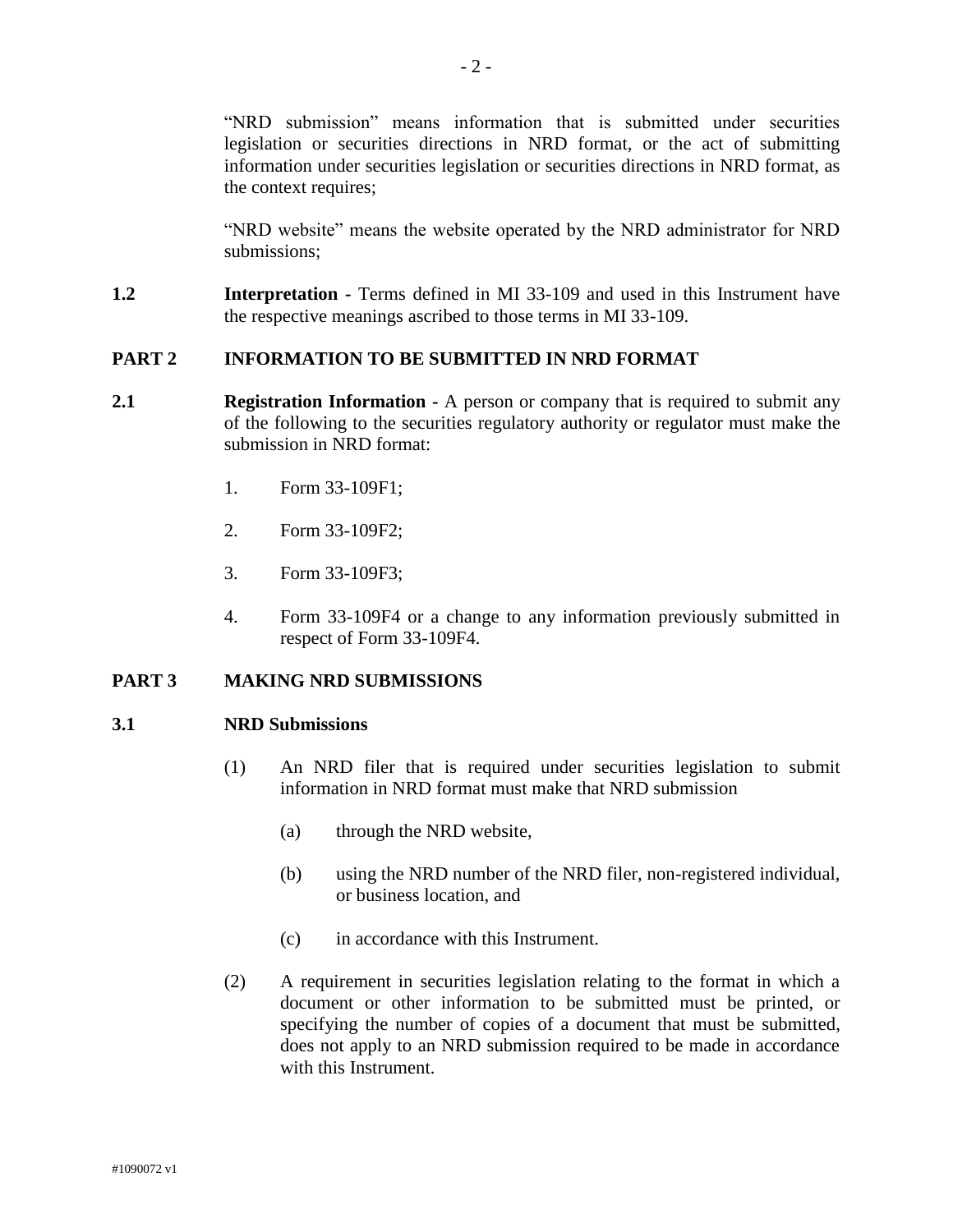"NRD submission" means information that is submitted under securities legislation or securities directions in NRD format, or the act of submitting information under securities legislation or securities directions in NRD format, as the context requires;

"NRD website" means the website operated by the NRD administrator for NRD submissions;

**1.2** **Interpretation** - Terms defined in MI 33-109 and used in this Instrument have the respective meanings ascribed to those terms in MI 33-109.

## PART 2 INFORMATION TO BE SUBMITTED IN NRD FORMAT

**2.1** **Registration Information** - A person or company that is required to submit any of the following to the securities regulatory authority or regulator must make the submission in NRD format:

1. Form 33-109F1;
2. Form 33-109F2;
3. Form 33-109F3;
4. Form 33-109F4 or a change to any information previously submitted in respect of Form 33-109F4.

## PART 3 MAKING NRD SUBMISSIONS

**3.1** **NRD Submissions**

(1) An NRD filer that is required under securities legislation to submit information in NRD format must make that NRD submission

(a) through the NRD website,

(b) using the NRD number of the NRD filer, non-registered individual, or business location, and

(c) in accordance with this Instrument.

(2) A requirement in securities legislation relating to the format in which a document or other information to be submitted must be printed, or specifying the number of copies of a document that must be submitted, does not apply to an NRD submission required to be made in accordance with this Instrument.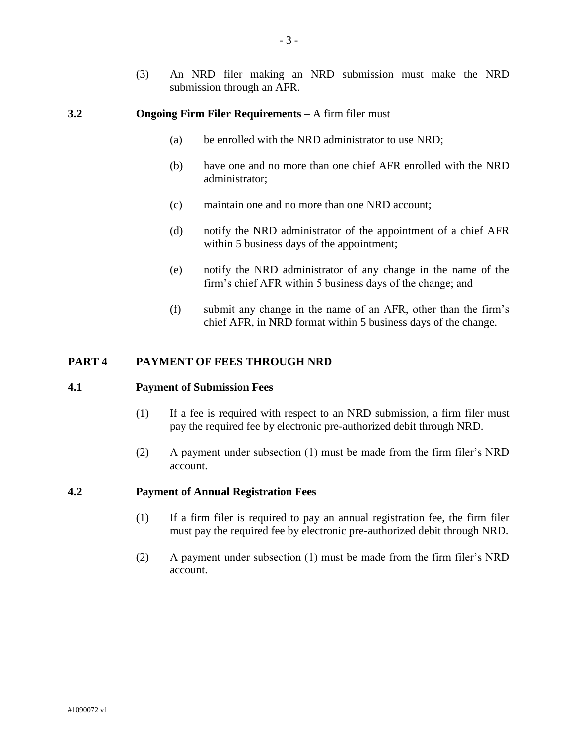(3) An NRD filer making an NRD submission must make the NRD submission through an AFR.

**3.2 Ongoing Firm Filer Requirements –** A firm filer must

(a) be enrolled with the NRD administrator to use NRD;

(b) have one and no more than one chief AFR enrolled with the NRD administrator;

(c) maintain one and no more than one NRD account;

(d) notify the NRD administrator of the appointment of a chief AFR within 5 business days of the appointment;

(e) notify the NRD administrator of any change in the name of the firm's chief AFR within 5 business days of the change; and

(f) submit any change in the name of an AFR, other than the firm's chief AFR, in NRD format within 5 business days of the change.

## PART 4 PAYMENT OF FEES THROUGH NRD

**4.1 Payment of Submission Fees**

(1) If a fee is required with respect to an NRD submission, a firm filer must pay the required fee by electronic pre-authorized debit through NRD.

(2) A payment under subsection (1) must be made from the firm filer's NRD account.

**4.2 Payment of Annual Registration Fees**

(1) If a firm filer is required to pay an annual registration fee, the firm filer must pay the required fee by electronic pre-authorized debit through NRD.

(2) A payment under subsection (1) must be made from the firm filer's NRD account.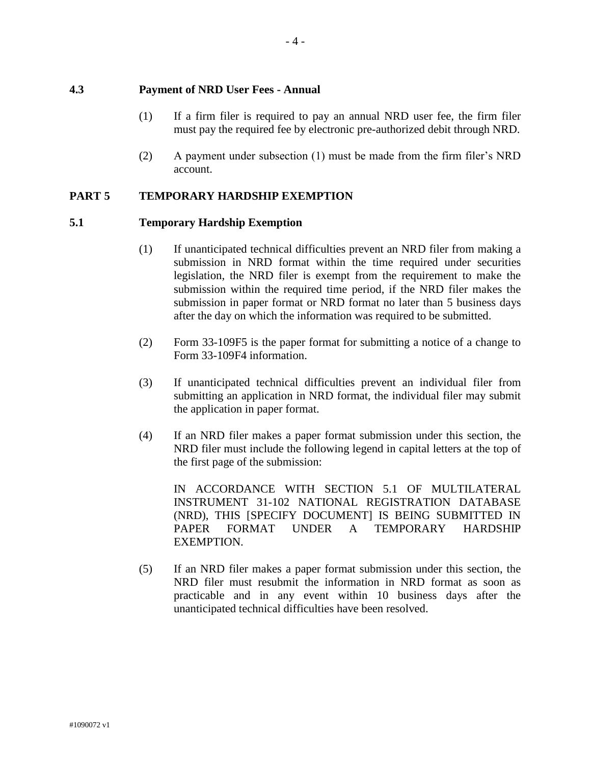### 4.3 Payment of NRD User Fees - Annual

(1) If a firm filer is required to pay an annual NRD user fee, the firm filer must pay the required fee by electronic pre-authorized debit through NRD.

(2) A payment under subsection (1) must be made from the firm filer's NRD account.

## PART 5 TEMPORARY HARDSHIP EXEMPTION

### 5.1 Temporary Hardship Exemption

(1) If unanticipated technical difficulties prevent an NRD filer from making a submission in NRD format within the time required under securities legislation, the NRD filer is exempt from the requirement to make the submission within the required time period, if the NRD filer makes the submission in paper format or NRD format no later than 5 business days after the day on which the information was required to be submitted.

(2) Form 33-109F5 is the paper format for submitting a notice of a change to Form 33-109F4 information.

(3) If unanticipated technical difficulties prevent an individual filer from submitting an application in NRD format, the individual filer may submit the application in paper format.

(4) If an NRD filer makes a paper format submission under this section, the NRD filer must include the following legend in capital letters at the top of the first page of the submission:

IN ACCORDANCE WITH SECTION 5.1 OF MULTILATERAL INSTRUMENT 31-102 NATIONAL REGISTRATION DATABASE (NRD), THIS [SPECIFY DOCUMENT] IS BEING SUBMITTED IN PAPER FORMAT UNDER A TEMPORARY HARDSHIP EXEMPTION.

(5) If an NRD filer makes a paper format submission under this section, the NRD filer must resubmit the information in NRD format as soon as practicable and in any event within 10 business days after the unanticipated technical difficulties have been resolved.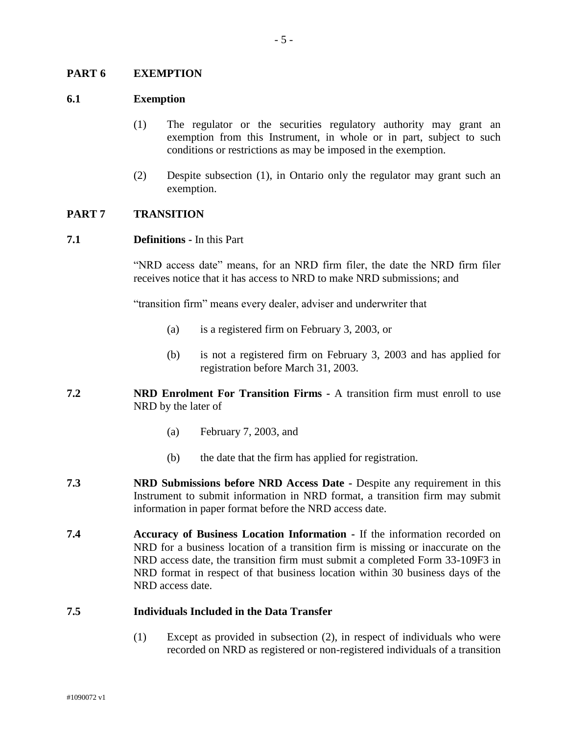## PART 6 EXEMPTION

### 6.1 Exemption

(1) The regulator or the securities regulatory authority may grant an exemption from this Instrument, in whole or in part, subject to such conditions or restrictions as may be imposed in the exemption.

(2) Despite subsection (1), in Ontario only the regulator may grant such an exemption.

## PART 7 TRANSITION

**7.1 Definitions -** In this Part

"NRD access date" means, for an NRD firm filer, the date the NRD firm filer receives notice that it has access to NRD to make NRD submissions; and

"transition firm" means every dealer, adviser and underwriter that

(a) is a registered firm on February 3, 2003, or

(b) is not a registered firm on February 3, 2003 and has applied for registration before March 31, 2003.

**7.2 NRD Enrolment For Transition Firms -** A transition firm must enroll to use NRD by the later of

(a) February 7, 2003, and

(b) the date that the firm has applied for registration.

**7.3 NRD Submissions before NRD Access Date -** Despite any requirement in this Instrument to submit information in NRD format, a transition firm may submit information in paper format before the NRD access date.

**7.4 Accuracy of Business Location Information -** If the information recorded on NRD for a business location of a transition firm is missing or inaccurate on the NRD access date, the transition firm must submit a completed Form 33-109F3 in NRD format in respect of that business location within 30 business days of the NRD access date.

### 7.5 Individuals Included in the Data Transfer

(1) Except as provided in subsection (2), in respect of individuals who were recorded on NRD as registered or non-registered individuals of a transition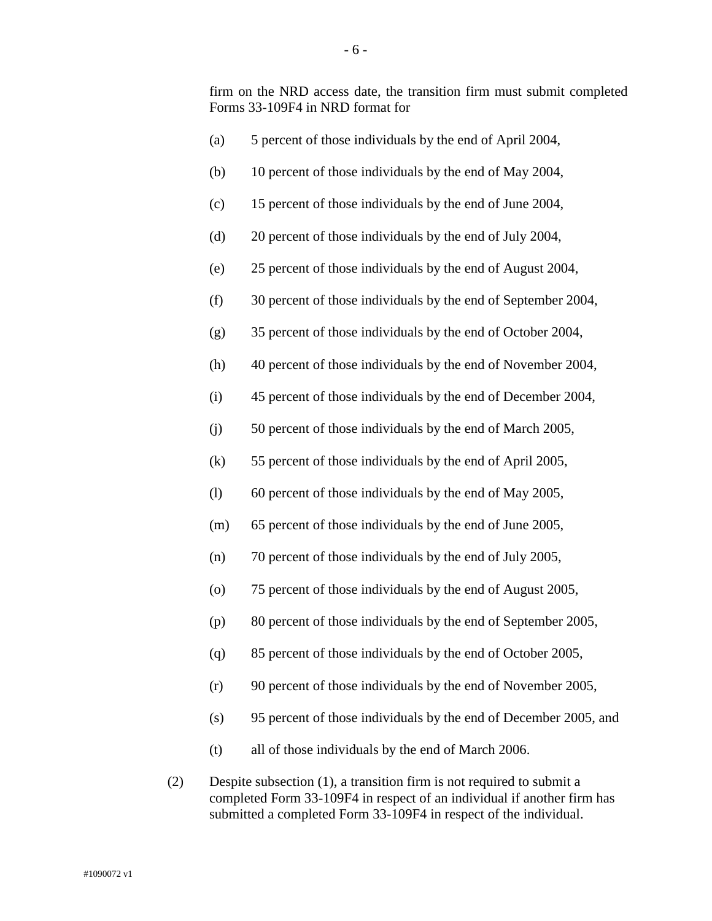firm on the NRD access date, the transition firm must submit completed Forms 33-109F4 in NRD format for

(a) 5 percent of those individuals by the end of April 2004,

(b) 10 percent of those individuals by the end of May 2004,

(c) 15 percent of those individuals by the end of June 2004,

(d) 20 percent of those individuals by the end of July 2004,

(e) 25 percent of those individuals by the end of August 2004,

(f) 30 percent of those individuals by the end of September 2004,

(g) 35 percent of those individuals by the end of October 2004,

(h) 40 percent of those individuals by the end of November 2004,

(i) 45 percent of those individuals by the end of December 2004,

(j) 50 percent of those individuals by the end of March 2005,

(k) 55 percent of those individuals by the end of April 2005,

(l) 60 percent of those individuals by the end of May 2005,

(m) 65 percent of those individuals by the end of June 2005,

(n) 70 percent of those individuals by the end of July 2005,

(o) 75 percent of those individuals by the end of August 2005,

(p) 80 percent of those individuals by the end of September 2005,

(q) 85 percent of those individuals by the end of October 2005,

(r) 90 percent of those individuals by the end of November 2005,

(s) 95 percent of those individuals by the end of December 2005, and

(t) all of those individuals by the end of March 2006.

(2) Despite subsection (1), a transition firm is not required to submit a completed Form 33-109F4 in respect of an individual if another firm has submitted a completed Form 33-109F4 in respect of the individual.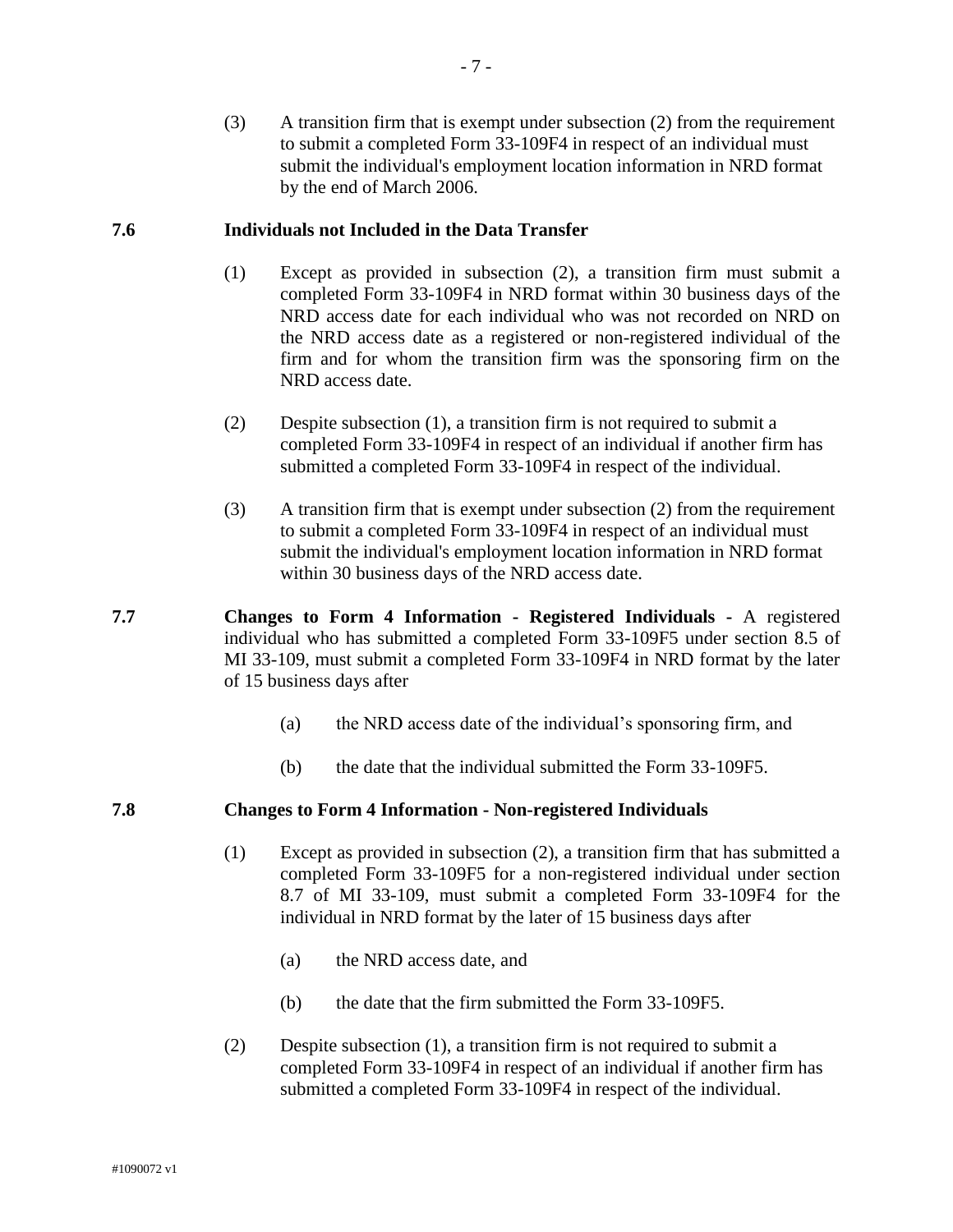(3) A transition firm that is exempt under subsection (2) from the requirement to submit a completed Form 33-109F4 in respect of an individual must submit the individual's employment location information in NRD format by the end of March 2006.

**7.6 Individuals not Included in the Data Transfer**

(1) Except as provided in subsection (2), a transition firm must submit a completed Form 33-109F4 in NRD format within 30 business days of the NRD access date for each individual who was not recorded on NRD on the NRD access date as a registered or non-registered individual of the firm and for whom the transition firm was the sponsoring firm on the NRD access date.

(2) Despite subsection (1), a transition firm is not required to submit a completed Form 33-109F4 in respect of an individual if another firm has submitted a completed Form 33-109F4 in respect of the individual.

(3) A transition firm that is exempt under subsection (2) from the requirement to submit a completed Form 33-109F4 in respect of an individual must submit the individual's employment location information in NRD format within 30 business days of the NRD access date.

**7.7 Changes to Form 4 Information - Registered Individuals** - A registered individual who has submitted a completed Form 33-109F5 under section 8.5 of MI 33-109, must submit a completed Form 33-109F4 in NRD format by the later of 15 business days after

(a) the NRD access date of the individual's sponsoring firm, and

(b) the date that the individual submitted the Form 33-109F5.

**7.8 Changes to Form 4 Information - Non-registered Individuals**

(1) Except as provided in subsection (2), a transition firm that has submitted a completed Form 33-109F5 for a non-registered individual under section 8.7 of MI 33-109, must submit a completed Form 33-109F4 for the individual in NRD format by the later of 15 business days after

(a) the NRD access date, and

(b) the date that the firm submitted the Form 33-109F5.

(2) Despite subsection (1), a transition firm is not required to submit a completed Form 33-109F4 in respect of an individual if another firm has submitted a completed Form 33-109F4 in respect of the individual.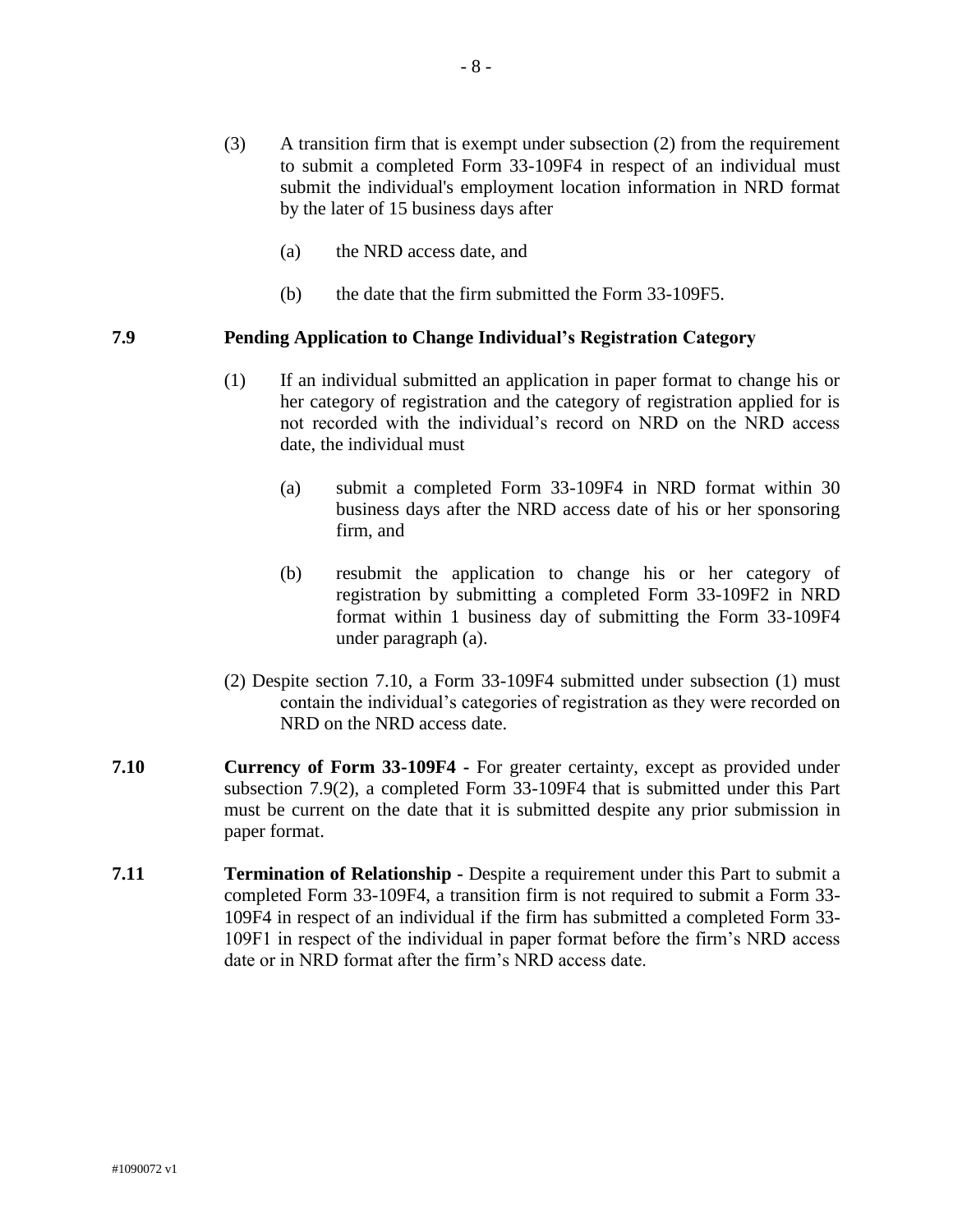(3) A transition firm that is exempt under subsection (2) from the requirement to submit a completed Form 33-109F4 in respect of an individual must submit the individual's employment location information in NRD format by the later of 15 business days after

(a) the NRD access date, and

(b) the date that the firm submitted the Form 33-109F5.

**7.9 Pending Application to Change Individual's Registration Category**

(1) If an individual submitted an application in paper format to change his or her category of registration and the category of registration applied for is not recorded with the individual's record on NRD on the NRD access date, the individual must

(a) submit a completed Form 33-109F4 in NRD format within 30 business days after the NRD access date of his or her sponsoring firm, and

(b) resubmit the application to change his or her category of registration by submitting a completed Form 33-109F2 in NRD format within 1 business day of submitting the Form 33-109F4 under paragraph (a).

(2) Despite section 7.10, a Form 33-109F4 submitted under subsection (1) must contain the individual's categories of registration as they were recorded on NRD on the NRD access date.

**7.10 Currency of Form 33-109F4 -** For greater certainty, except as provided under subsection 7.9(2), a completed Form 33-109F4 that is submitted under this Part must be current on the date that it is submitted despite any prior submission in paper format.

**7.11 Termination of Relationship -** Despite a requirement under this Part to submit a completed Form 33-109F4, a transition firm is not required to submit a Form 33-109F4 in respect of an individual if the firm has submitted a completed Form 33-109F1 in respect of the individual in paper format before the firm's NRD access date or in NRD format after the firm's NRD access date.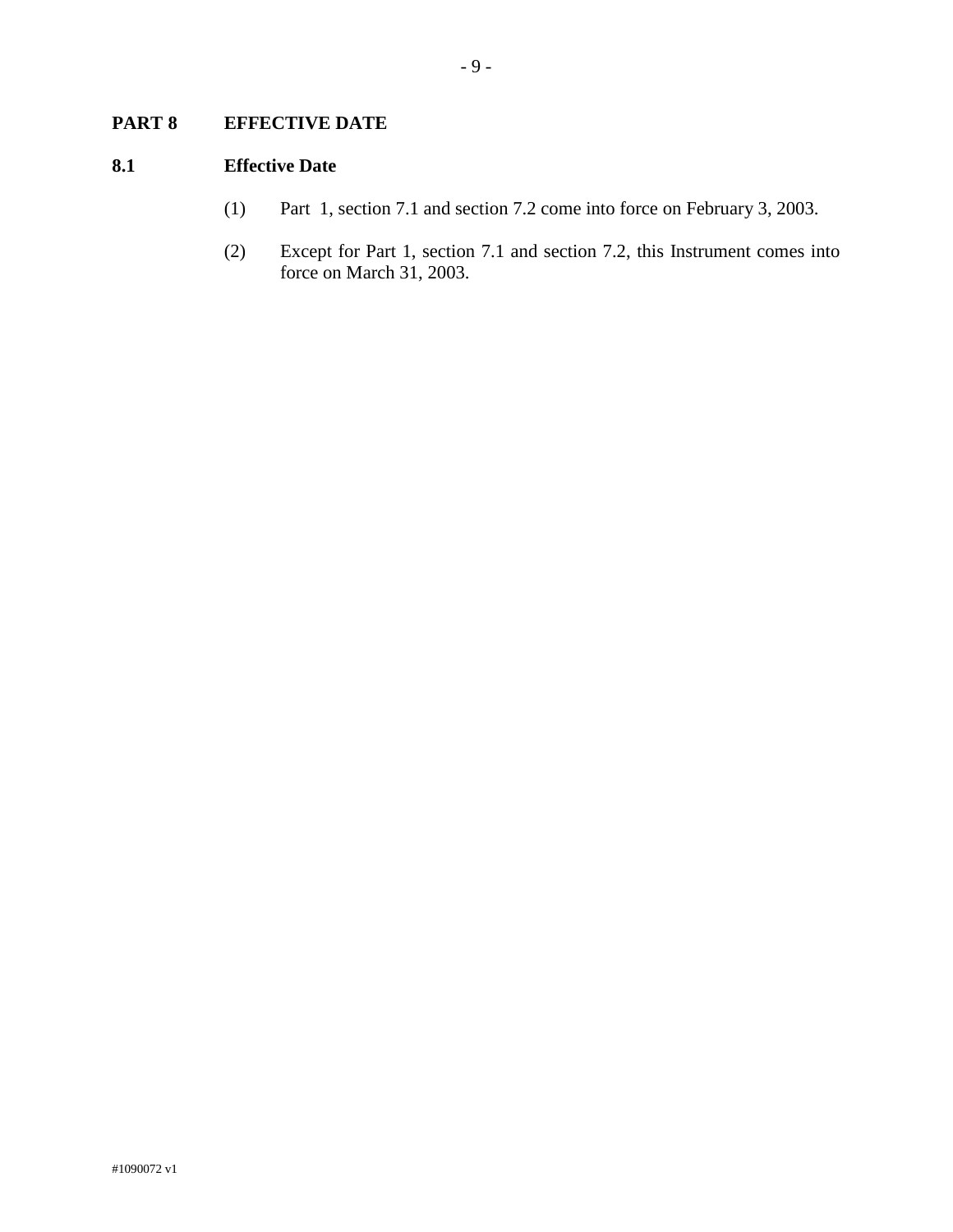## PART 8 EFFECTIVE DATE

### 8.1 Effective Date

(1) Part 1, section 7.1 and section 7.2 come into force on February 3, 2003.

(2) Except for Part 1, section 7.1 and section 7.2, this Instrument comes into force on March 31, 2003.

#1090072 v1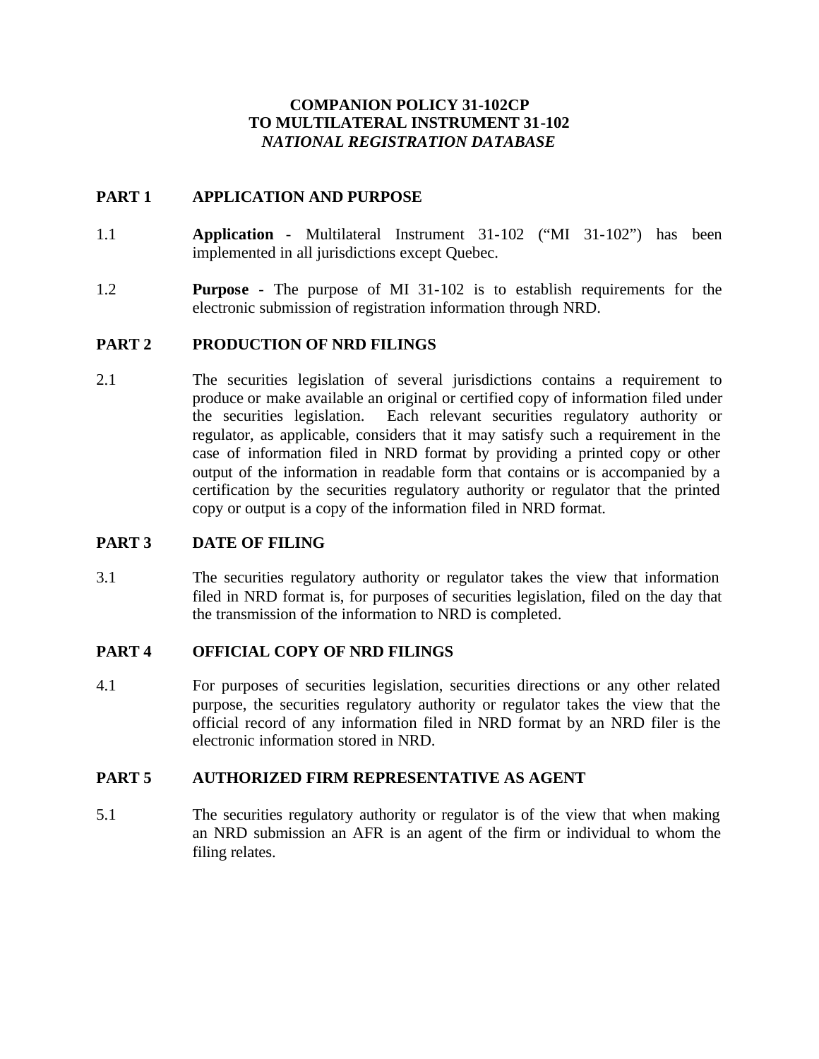# COMPANION POLICY 31-102CP
# TO MULTILATERAL INSTRUMENT 31-102
# *NATIONAL REGISTRATION DATABASE*

## PART 1 APPLICATION AND PURPOSE

1.1 **Application** - Multilateral Instrument 31-102 ("MI 31-102") has been implemented in all jurisdictions except Quebec.

1.2 **Purpose** - The purpose of MI 31-102 is to establish requirements for the electronic submission of registration information through NRD.

## PART 2 PRODUCTION OF NRD FILINGS

2.1 The securities legislation of several jurisdictions contains a requirement to produce or make available an original or certified copy of information filed under the securities legislation. Each relevant securities regulatory authority or regulator, as applicable, considers that it may satisfy such a requirement in the case of information filed in NRD format by providing a printed copy or other output of the information in readable form that contains or is accompanied by a certification by the securities regulatory authority or regulator that the printed copy or output is a copy of the information filed in NRD format.

## PART 3 DATE OF FILING

3.1 The securities regulatory authority or regulator takes the view that information filed in NRD format is, for purposes of securities legislation, filed on the day that the transmission of the information to NRD is completed.

## PART 4 OFFICIAL COPY OF NRD FILINGS

4.1 For purposes of securities legislation, securities directions or any other related purpose, the securities regulatory authority or regulator takes the view that the official record of any information filed in NRD format by an NRD filer is the electronic information stored in NRD.

## PART 5 AUTHORIZED FIRM REPRESENTATIVE AS AGENT

5.1 The securities regulatory authority or regulator is of the view that when making an NRD submission an AFR is an agent of the firm or individual to whom the filing relates.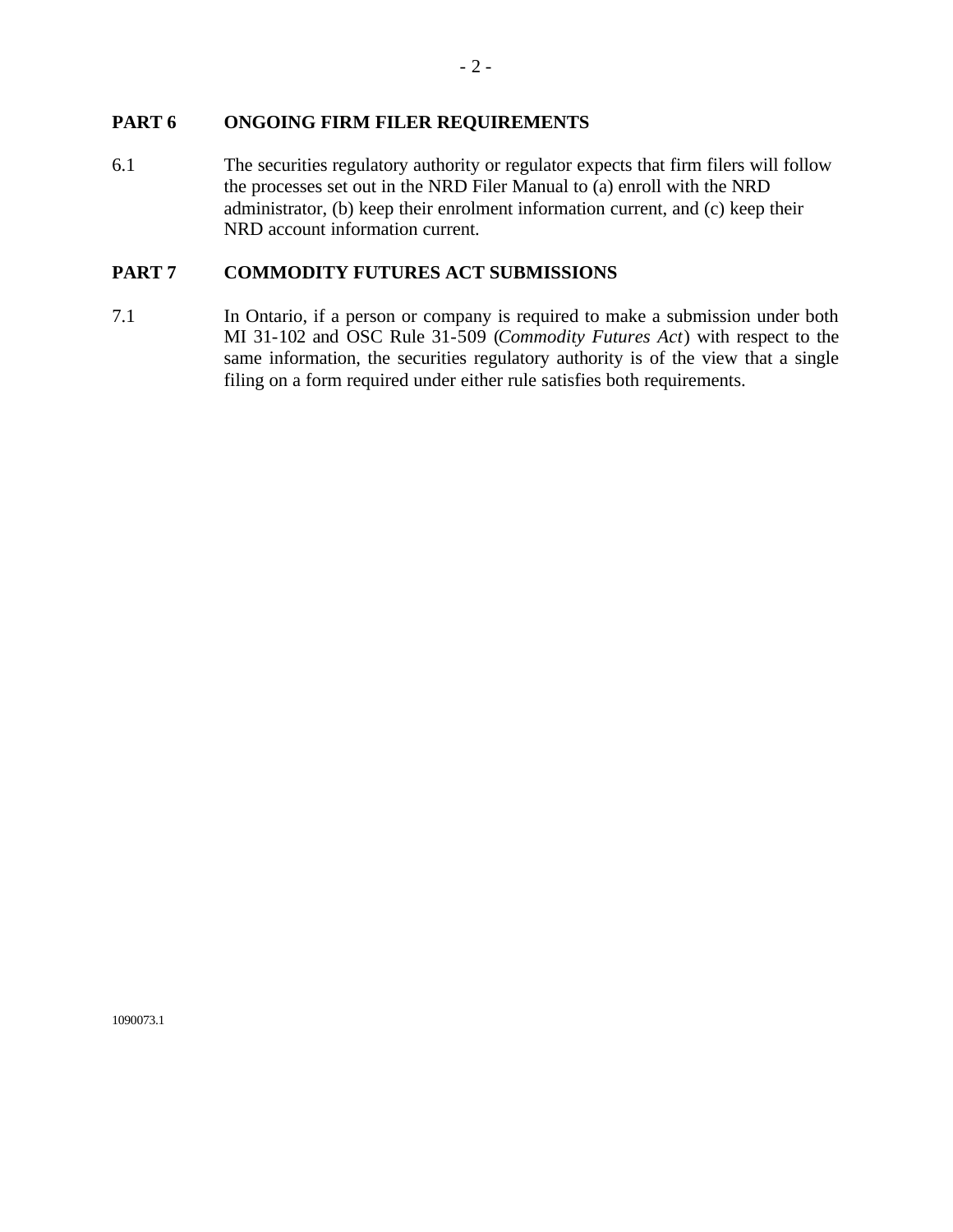## PART 6 ONGOING FIRM FILER REQUIREMENTS

6.1 The securities regulatory authority or regulator expects that firm filers will follow the processes set out in the NRD Filer Manual to (a) enroll with the NRD administrator, (b) keep their enrolment information current, and (c) keep their NRD account information current.

## PART 7 COMMODITY FUTURES ACT SUBMISSIONS

7.1 In Ontario, if a person or company is required to make a submission under both MI 31-102 and OSC Rule 31-509 (*Commodity Futures Act*) with respect to the same information, the securities regulatory authority is of the view that a single filing on a form required under either rule satisfies both requirements.

1090073.1